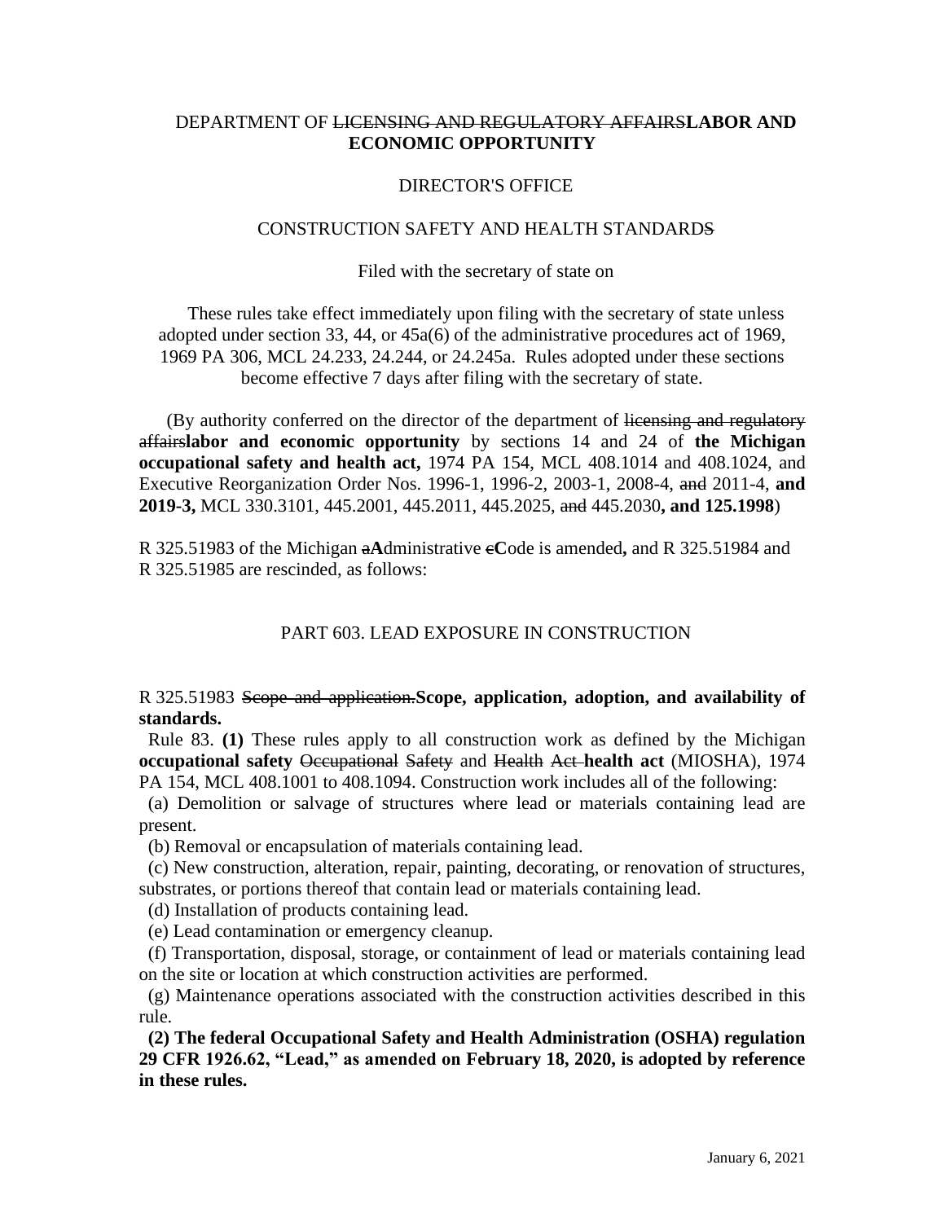DEPARTMENT OF ~~LICENSING AND REGULATORY AFFAIRS~~**LABOR AND ECONOMIC OPPORTUNITY**

DIRECTOR'S OFFICE

CONSTRUCTION SAFETY AND HEALTH STANDARDS

Filed with the secretary of state on

These rules take effect immediately upon filing with the secretary of state unless adopted under section 33, 44, or 45a(6) of the administrative procedures act of 1969, 1969 PA 306, MCL 24.233, 24.244, or 24.245a. Rules adopted under these sections become effective 7 days after filing with the secretary of state.

(By authority conferred on the director of the department of ~~licensing and regulatory affairs~~**labor and economic opportunity** by sections 14 and 24 of **the Michigan occupational safety and health act,** 1974 PA 154, MCL 408.1014 and 408.1024, and Executive Reorganization Order Nos. 1996-1, 1996-2, 2003-1, 2008-4, ~~and~~ 2011-4, **and 2019-3,** MCL 330.3101, 445.2001, 445.2011, 445.2025, ~~and~~ 445.2030**, and 125.1998**)

R 325.51983 of the Michigan ~~a~~**A**dministrative ~~c~~**C**ode is amended**,** and R 325.51984 and R 325.51985 are rescinded, as follows:

PART 603. LEAD EXPOSURE IN CONSTRUCTION

R 325.51983 ~~Scope and application.~~**Scope, application, adoption, and availability of standards.**

Rule 83. **(1)** These rules apply to all construction work as defined by the Michigan **occupational safety** ~~Occupational~~ ~~Safety~~ and ~~Health~~ ~~Act~~ **health act** (MIOSHA), 1974 PA 154, MCL 408.1001 to 408.1094. Construction work includes all of the following:

(a) Demolition or salvage of structures where lead or materials containing lead are present.

(b) Removal or encapsulation of materials containing lead.

(c) New construction, alteration, repair, painting, decorating, or renovation of structures, substrates, or portions thereof that contain lead or materials containing lead.

(d) Installation of products containing lead.

(e) Lead contamination or emergency cleanup.

(f) Transportation, disposal, storage, or containment of lead or materials containing lead on the site or location at which construction activities are performed.

(g) Maintenance operations associated with the construction activities described in this rule.

**(2) The federal Occupational Safety and Health Administration (OSHA) regulation 29 CFR 1926.62, "Lead," as amended on February 18, 2020, is adopted by reference in these rules.**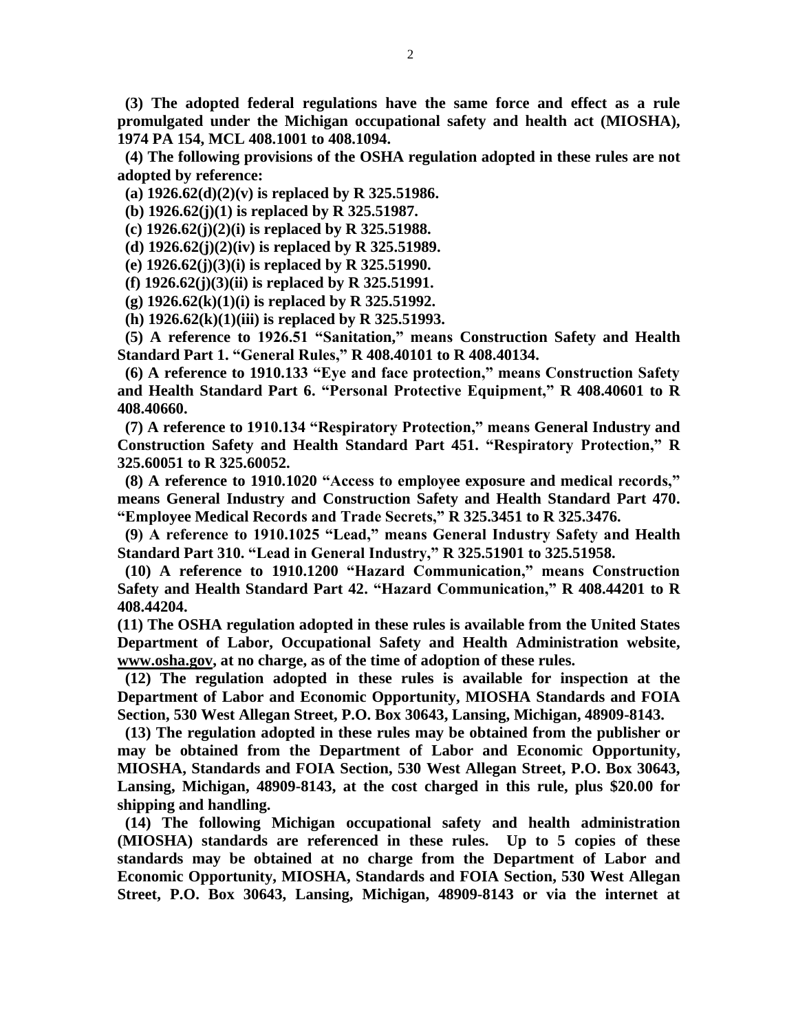**(3) The adopted federal regulations have the same force and effect as a rule promulgated under the Michigan occupational safety and health act (MIOSHA), 1974 PA 154, MCL 408.1001 to 408.1094.**

**(4) The following provisions of the OSHA regulation adopted in these rules are not adopted by reference:**

**(a) 1926.62(d)(2)(v) is replaced by R 325.51986.**

**(b) 1926.62(j)(1) is replaced by R 325.51987.**

**(c) 1926.62(j)(2)(i) is replaced by R 325.51988.**

**(d) 1926.62(j)(2)(iv) is replaced by R 325.51989.**

**(e) 1926.62(j)(3)(i) is replaced by R 325.51990.**

**(f) 1926.62(j)(3)(ii) is replaced by R 325.51991.**

**(g) 1926.62(k)(1)(i) is replaced by R 325.51992.**

**(h) 1926.62(k)(1)(iii) is replaced by R 325.51993.**

**(5) A reference to 1926.51 "Sanitation," means Construction Safety and Health Standard Part 1. "General Rules," R 408.40101 to R 408.40134.**

**(6) A reference to 1910.133 "Eye and face protection," means Construction Safety and Health Standard Part 6. "Personal Protective Equipment," R 408.40601 to R 408.40660.**

**(7) A reference to 1910.134 "Respiratory Protection," means General Industry and Construction Safety and Health Standard Part 451. "Respiratory Protection," R 325.60051 to R 325.60052.**

**(8) A reference to 1910.1020 "Access to employee exposure and medical records," means General Industry and Construction Safety and Health Standard Part 470. "Employee Medical Records and Trade Secrets," R 325.3451 to R 325.3476.**

**(9) A reference to 1910.1025 "Lead," means General Industry Safety and Health Standard Part 310. "Lead in General Industry," R 325.51901 to 325.51958.**

**(10) A reference to 1910.1200 "Hazard Communication," means Construction Safety and Health Standard Part 42. "Hazard Communication," R 408.44201 to R 408.44204.**

**(11) The OSHA regulation adopted in these rules is available from the United States Department of Labor, Occupational Safety and Health Administration website, www.osha.gov, at no charge, as of the time of adoption of these rules.**

**(12) The regulation adopted in these rules is available for inspection at the Department of Labor and Economic Opportunity, MIOSHA Standards and FOIA Section, 530 West Allegan Street, P.O. Box 30643, Lansing, Michigan, 48909-8143.**

**(13) The regulation adopted in these rules may be obtained from the publisher or may be obtained from the Department of Labor and Economic Opportunity, MIOSHA, Standards and FOIA Section, 530 West Allegan Street, P.O. Box 30643, Lansing, Michigan, 48909-8143, at the cost charged in this rule, plus $20.00 for shipping and handling.**

**(14) The following Michigan occupational safety and health administration (MIOSHA) standards are referenced in these rules. Up to 5 copies of these standards may be obtained at no charge from the Department of Labor and Economic Opportunity, MIOSHA, Standards and FOIA Section, 530 West Allegan Street, P.O. Box 30643, Lansing, Michigan, 48909-8143 or via the internet at**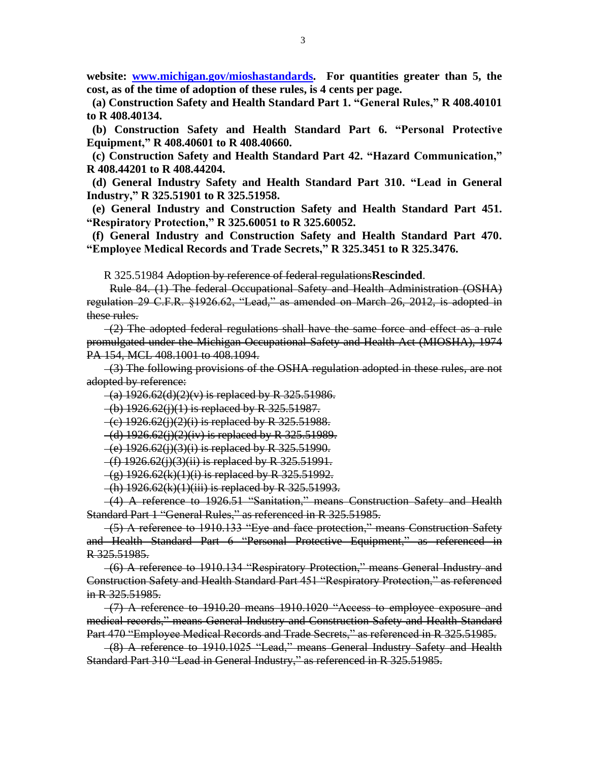**website: [www.michigan.gov/mioshastandards](http://www.michigan.gov/mioshastandards). For quantities greater than 5, the cost, as of the time of adoption of these rules, is 4 cents per page.**

**(a) Construction Safety and Health Standard Part 1. "General Rules," R 408.40101 to R 408.40134.**

**(b) Construction Safety and Health Standard Part 6. "Personal Protective Equipment," R 408.40601 to R 408.40660.**

**(c) Construction Safety and Health Standard Part 42. "Hazard Communication," R 408.44201 to R 408.44204.**

**(d) General Industry Safety and Health Standard Part 310. "Lead in General Industry," R 325.51901 to R 325.51958.**

**(e) General Industry and Construction Safety and Health Standard Part 451. "Respiratory Protection," R 325.60051 to R 325.60052.**

**(f) General Industry and Construction Safety and Health Standard Part 470. "Employee Medical Records and Trade Secrets," R 325.3451 to R 325.3476.**

R 325.51984 ~~Adoption by reference of federal regulations~~**Rescinded**.

~~Rule 84. (1) The federal Occupational Safety and Health Administration (OSHA) regulation 29 C.F.R. §1926.62, "Lead," as amended on March 26, 2012, is adopted in these rules.~~

~~(2) The adopted federal regulations shall have the same force and effect as a rule promulgated under the Michigan Occupational Safety and Health Act (MIOSHA), 1974 PA 154, MCL 408.1001 to 408.1094.~~

~~(3) The following provisions of the OSHA regulation adopted in these rules, are not adopted by reference:~~

~~(a) 1926.62(d)(2)(v) is replaced by R 325.51986.~~

~~(b) 1926.62(j)(1) is replaced by R 325.51987.~~

~~(c) 1926.62(j)(2)(i) is replaced by R 325.51988.~~

~~(d) 1926.62(j)(2)(iv) is replaced by R 325.51989.~~

~~(e) 1926.62(j)(3)(i) is replaced by R 325.51990.~~

~~(f) 1926.62(j)(3)(ii) is replaced by R 325.51991.~~

~~(g) 1926.62(k)(1)(i) is replaced by R 325.51992.~~

~~(h) 1926.62(k)(1)(iii) is replaced by R 325.51993.~~

~~(4) A reference to 1926.51 "Sanitation," means Construction Safety and Health Standard Part 1 "General Rules," as referenced in R 325.51985.~~

~~(5) A reference to 1910.133 "Eye and face protection," means Construction Safety and Health Standard Part 6 "Personal Protective Equipment," as referenced in R 325.51985.~~

~~(6) A reference to 1910.134 "Respiratory Protection," means General Industry and Construction Safety and Health Standard Part 451 "Respiratory Protection," as referenced in R 325.51985.~~

~~(7) A reference to 1910.20 means 1910.1020 "Access to employee exposure and medical records," means General Industry and Construction Safety and Health Standard Part 470 "Employee Medical Records and Trade Secrets," as referenced in R 325.51985.~~

~~(8) A reference to 1910.1025 "Lead," means General Industry Safety and Health Standard Part 310 "Lead in General Industry," as referenced in R 325.51985.~~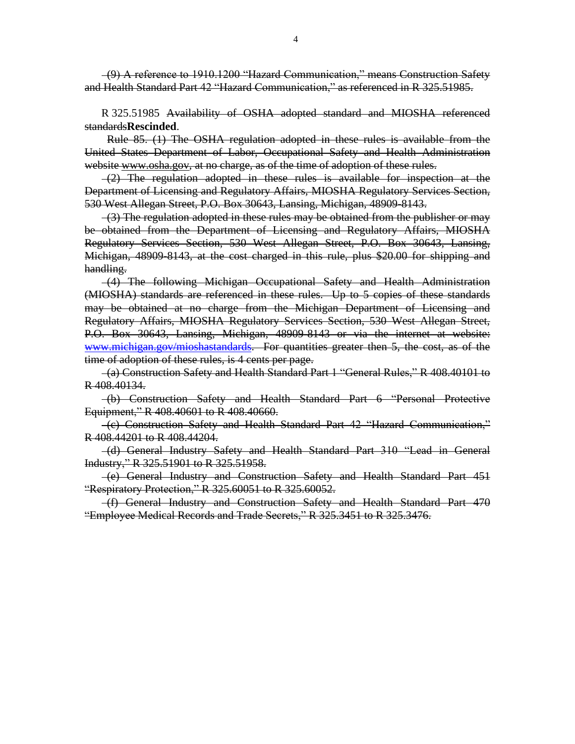~~(9) A reference to 1910.1200 "Hazard Communication," means Construction Safety and Health Standard Part 42 "Hazard Communication," as referenced in R 325.51985.~~

R 325.51985 ~~Availability of OSHA adopted standard and MIOSHA referenced standards~~**Rescinded**.

~~Rule 85. (1) The OSHA regulation adopted in these rules is available from the United States Department of Labor, Occupational Safety and Health Administration website www.osha.gov, at no charge, as of the time of adoption of these rules.~~

~~(2) The regulation adopted in these rules is available for inspection at the Department of Licensing and Regulatory Affairs, MIOSHA Regulatory Services Section, 530 West Allegan Street, P.O. Box 30643, Lansing, Michigan, 48909-8143.~~

~~(3) The regulation adopted in these rules may be obtained from the publisher or may be obtained from the Department of Licensing and Regulatory Affairs, MIOSHA Regulatory Services Section, 530 West Allegan Street, P.O. Box 30643, Lansing, Michigan, 48909-8143, at the cost charged in this rule, plus $20.00 for shipping and handling.~~

~~(4) The following Michigan Occupational Safety and Health Administration (MIOSHA) standards are referenced in these rules. Up to 5 copies of these standards may be obtained at no charge from the Michigan Department of Licensing and Regulatory Affairs, MIOSHA Regulatory Services Section, 530 West Allegan Street, P.O. Box 30643, Lansing, Michigan, 48909-8143 or via the internet at website: www.michigan.gov/mioshastandards. For quantities greater then 5, the cost, as of the time of adoption of these rules, is 4 cents per page.~~

~~(a) Construction Safety and Health Standard Part 1 "General Rules," R 408.40101 to R 408.40134.~~

~~(b) Construction Safety and Health Standard Part 6 "Personal Protective Equipment," R 408.40601 to R 408.40660.~~

~~(c) Construction Safety and Health Standard Part 42 "Hazard Communication," R 408.44201 to R 408.44204.~~

~~(d) General Industry Safety and Health Standard Part 310 "Lead in General Industry," R 325.51901 to R 325.51958.~~

~~(e) General Industry and Construction Safety and Health Standard Part 451 "Respiratory Protection," R 325.60051 to R 325.60052.~~

~~(f) General Industry and Construction Safety and Health Standard Part 470 "Employee Medical Records and Trade Secrets," R 325.3451 to R 325.3476.~~